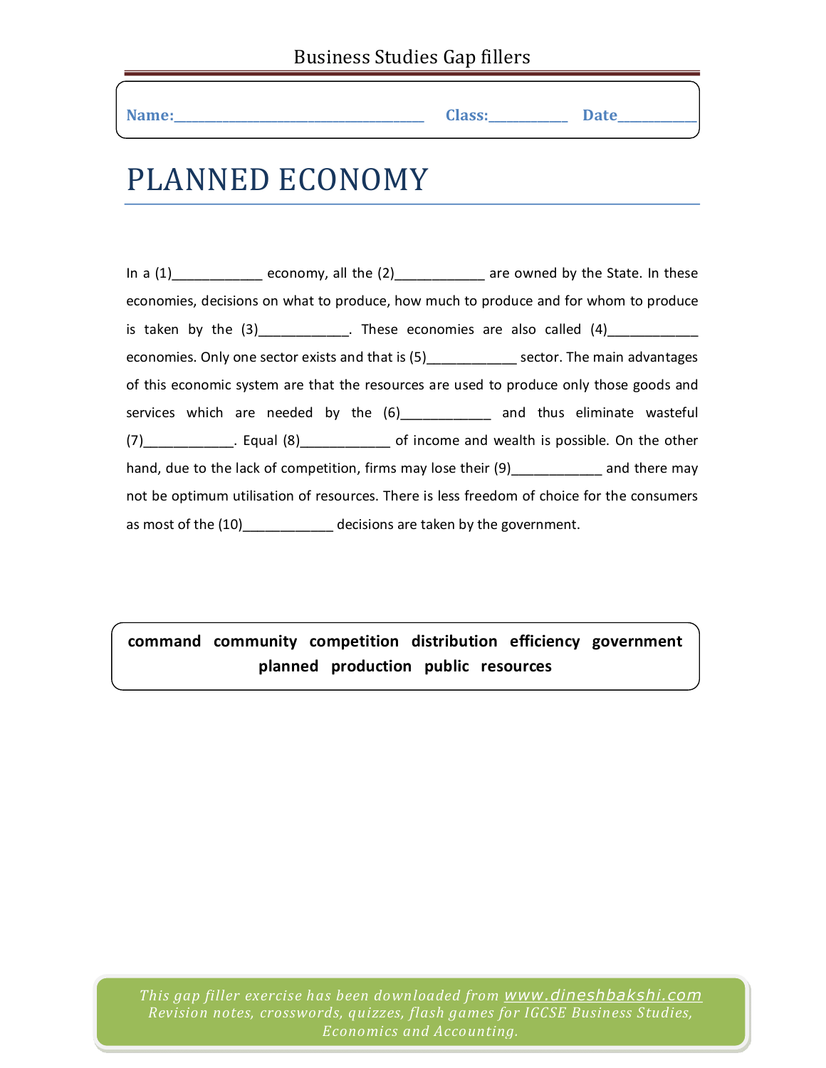Name:\_\_\_\_\_\_\_\_\_\_\_\_\_\_\_\_\_\_\_\_\_\_\_\_\_\_\_\_\_\_\_\_\_\_\_\_ Class:\_\_\_\_\_\_\_\_\_\_\_ Date\_\_\_\_\_\_\_\_\_\_\_

# PLANNED ECONOMY

In a (1)____________ economy, all the (2)____________ are owned by the State. In these economies, decisions on what to produce, how much to produce and for whom to produce is taken by the (3)____________. These economies are also called (4)____________ economies. Only one sector exists and that is (5)____________ sector. The main advantages of this economic system are that the resources are used to produce only those goods and services which are needed by the (6)____________ and thus eliminate wasteful (7)____________. Equal (8)____________ of income and wealth is possible. On the other hand, due to the lack of competition, firms may lose their (9)____________ and there may not be optimum utilisation of resources. There is less freedom of choice for the consumers as most of the (10)____________ decisions are taken by the government.

**command community competition distribution efficiency government planned production public resources**

*This gap filler exercise has been downloaded from www.dineshbakshi.com*
*Revision notes, crosswords, quizzes, flash games for IGCSE Business Studies, Economics and Accounting.*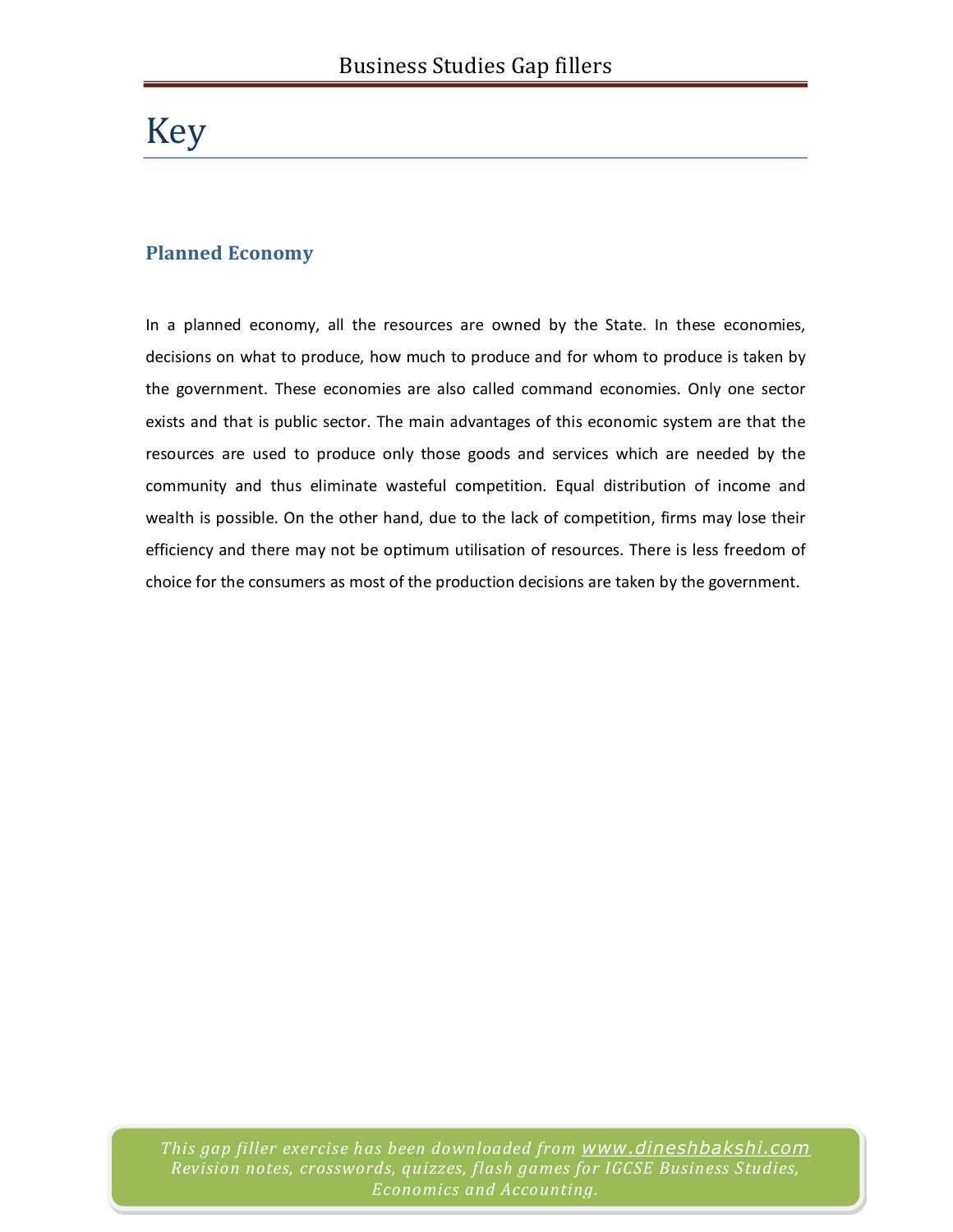# Key

## Planned Economy

In a planned economy, all the resources are owned by the State. In these economies, decisions on what to produce, how much to produce and for whom to produce is taken by the government. These economies are also called command economies. Only one sector exists and that is public sector. The main advantages of this economic system are that the resources are used to produce only those goods and services which are needed by the community and thus eliminate wasteful competition. Equal distribution of income and wealth is possible. On the other hand, due to the lack of competition, firms may lose their efficiency and there may not be optimum utilisation of resources. There is less freedom of choice for the consumers as most of the production decisions are taken by the government.

*This gap filler exercise has been downloaded from www.dineshbakshi.com*
*Revision notes, crosswords, quizzes, flash games for IGCSE Business Studies, Economics and Accounting.*